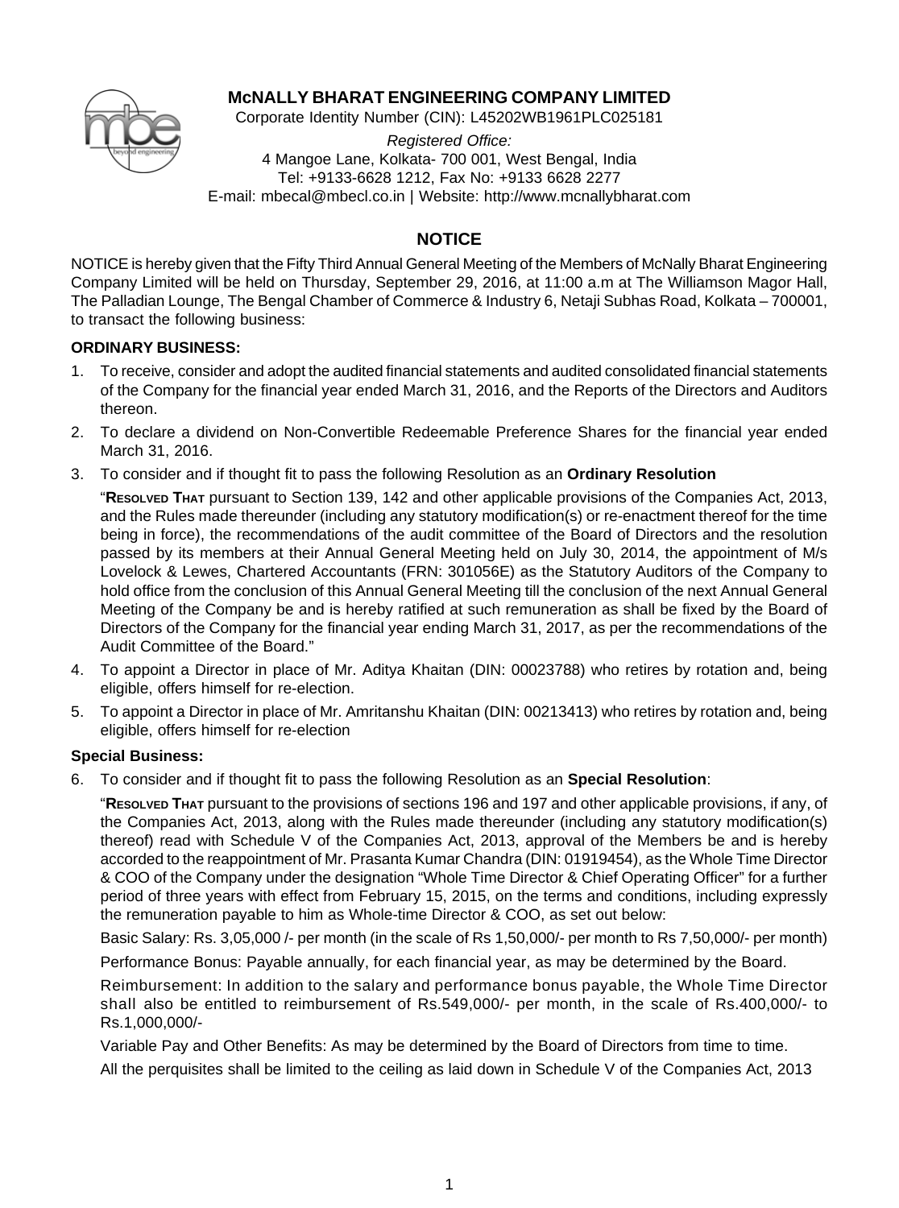# McNALLY BHARAT ENGINEERING COMPANY LIMITED

Corporate Identity Number (CIN): L45202WB1961PLC025181

*Registered Office:*
4 Mangoe Lane, Kolkata- 700 001, West Bengal, India
Tel: +9133-6628 1212, Fax No: +9133 6628 2277
E-mail: mbecal@mbecl.co.in | Website: http://www.mcnallybharat.com

## NOTICE

NOTICE is hereby given that the Fifty Third Annual General Meeting of the Members of McNally Bharat Engineering Company Limited will be held on Thursday, September 29, 2016, at 11:00 a.m at The Williamson Magor Hall, The Palladian Lounge, The Bengal Chamber of Commerce & Industry 6, Netaji Subhas Road, Kolkata – 700001, to transact the following business:

### ORDINARY BUSINESS:

1. To receive, consider and adopt the audited financial statements and audited consolidated financial statements of the Company for the financial year ended March 31, 2016, and the Reports of the Directors and Auditors thereon.
2. To declare a dividend on Non-Convertible Redeemable Preference Shares for the financial year ended March 31, 2016.
3. To consider and if thought fit to pass the following Resolution as an **Ordinary Resolution**

   "**Resolved That** pursuant to Section 139, 142 and other applicable provisions of the Companies Act, 2013, and the Rules made thereunder (including any statutory modification(s) or re-enactment thereof for the time being in force), the recommendations of the audit committee of the Board of Directors and the resolution passed by its members at their Annual General Meeting held on July 30, 2014, the appointment of M/s Lovelock & Lewes, Chartered Accountants (FRN: 301056E) as the Statutory Auditors of the Company to hold office from the conclusion of this Annual General Meeting till the conclusion of the next Annual General Meeting of the Company be and is hereby ratified at such remuneration as shall be fixed by the Board of Directors of the Company for the financial year ending March 31, 2017, as per the recommendations of the Audit Committee of the Board."
4. To appoint a Director in place of Mr. Aditya Khaitan (DIN: 00023788) who retires by rotation and, being eligible, offers himself for re-election.
5. To appoint a Director in place of Mr. Amritanshu Khaitan (DIN: 00213413) who retires by rotation and, being eligible, offers himself for re-election

### Special Business:

6. To consider and if thought fit to pass the following Resolution as an **Special Resolution**:

   "**Resolved That** pursuant to the provisions of sections 196 and 197 and other applicable provisions, if any, of the Companies Act, 2013, along with the Rules made thereunder (including any statutory modification(s) thereof) read with Schedule V of the Companies Act, 2013, approval of the Members be and is hereby accorded to the reappointment of Mr. Prasanta Kumar Chandra (DIN: 01919454), as the Whole Time Director & COO of the Company under the designation "Whole Time Director & Chief Operating Officer" for a further period of three years with effect from February 15, 2015, on the terms and conditions, including expressly the remuneration payable to him as Whole-time Director & COO, as set out below:

   Basic Salary: Rs. 3,05,000 /- per month (in the scale of Rs 1,50,000/- per month to Rs 7,50,000/- per month)

   Performance Bonus: Payable annually, for each financial year, as may be determined by the Board.

   Reimbursement: In addition to the salary and performance bonus payable, the Whole Time Director shall also be entitled to reimbursement of Rs.549,000/- per month, in the scale of Rs.400,000/- to Rs.1,000,000/-

   Variable Pay and Other Benefits: As may be determined by the Board of Directors from time to time.

   All the perquisites shall be limited to the ceiling as laid down in Schedule V of the Companies Act, 2013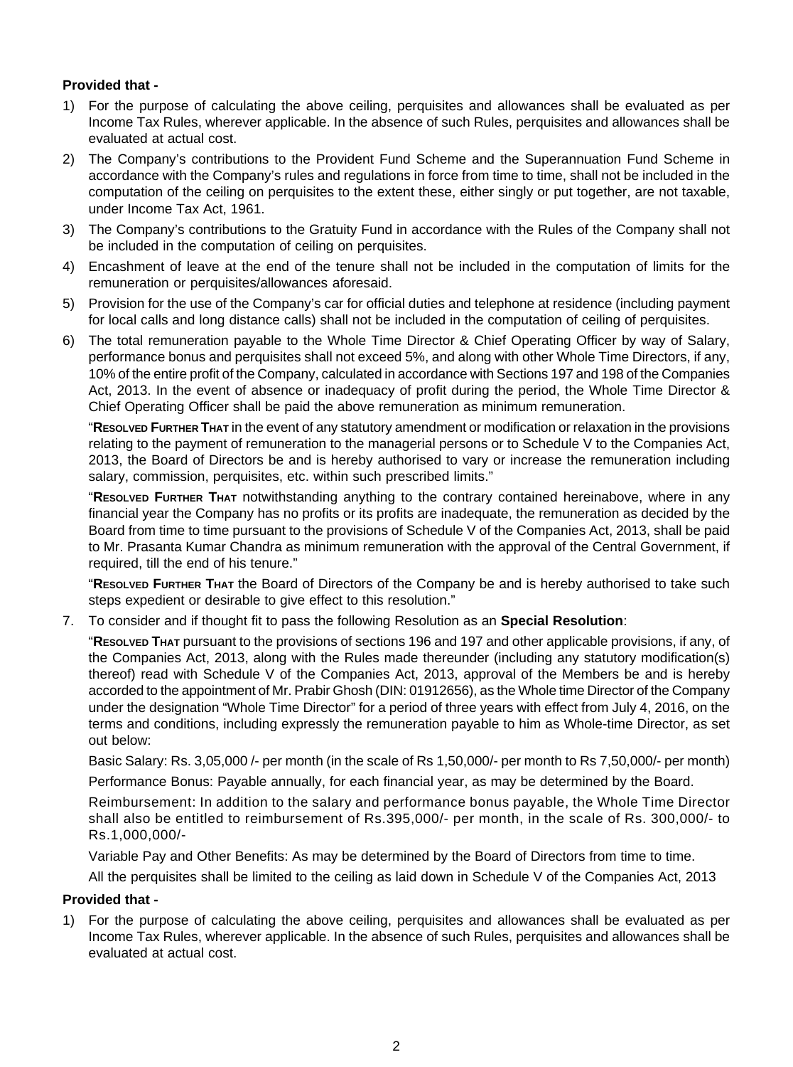**Provided that -**

1) For the purpose of calculating the above ceiling, perquisites and allowances shall be evaluated as per Income Tax Rules, wherever applicable. In the absence of such Rules, perquisites and allowances shall be evaluated at actual cost.
2) The Company's contributions to the Provident Fund Scheme and the Superannuation Fund Scheme in accordance with the Company's rules and regulations in force from time to time, shall not be included in the computation of the ceiling on perquisites to the extent these, either singly or put together, are not taxable, under Income Tax Act, 1961.
3) The Company's contributions to the Gratuity Fund in accordance with the Rules of the Company shall not be included in the computation of ceiling on perquisites.
4) Encashment of leave at the end of the tenure shall not be included in the computation of limits for the remuneration or perquisites/allowances aforesaid.
5) Provision for the use of the Company's car for official duties and telephone at residence (including payment for local calls and long distance calls) shall not be included in the computation of ceiling of perquisites.
6) The total remuneration payable to the Whole Time Director & Chief Operating Officer by way of Salary, performance bonus and perquisites shall not exceed 5%, and along with other Whole Time Directors, if any, 10% of the entire profit of the Company, calculated in accordance with Sections 197 and 198 of the Companies Act, 2013. In the event of absence or inadequacy of profit during the period, the Whole Time Director & Chief Operating Officer shall be paid the above remuneration as minimum remuneration.

   "**Resolved Further That** in the event of any statutory amendment or modification or relaxation in the provisions relating to the payment of remuneration to the managerial persons or to Schedule V to the Companies Act, 2013, the Board of Directors be and is hereby authorised to vary or increase the remuneration including salary, commission, perquisites, etc. within such prescribed limits."

   "**Resolved Further That** notwithstanding anything to the contrary contained hereinabove, where in any financial year the Company has no profits or its profits are inadequate, the remuneration as decided by the Board from time to time pursuant to the provisions of Schedule V of the Companies Act, 2013, shall be paid to Mr. Prasanta Kumar Chandra as minimum remuneration with the approval of the Central Government, if required, till the end of his tenure."

   "**Resolved Further That** the Board of Directors of the Company be and is hereby authorised to take such steps expedient or desirable to give effect to this resolution."

7. To consider and if thought fit to pass the following Resolution as an **Special Resolution**:

   "**Resolved That** pursuant to the provisions of sections 196 and 197 and other applicable provisions, if any, of the Companies Act, 2013, along with the Rules made thereunder (including any statutory modification(s) thereof) read with Schedule V of the Companies Act, 2013, approval of the Members be and is hereby accorded to the appointment of Mr. Prabir Ghosh (DIN: 01912656), as the Whole time Director of the Company under the designation "Whole Time Director" for a period of three years with effect from July 4, 2016, on the terms and conditions, including expressly the remuneration payable to him as Whole-time Director, as set out below:

   Basic Salary: Rs. 3,05,000 /- per month (in the scale of Rs 1,50,000/- per month to Rs 7,50,000/- per month)

   Performance Bonus: Payable annually, for each financial year, as may be determined by the Board.

   Reimbursement: In addition to the salary and performance bonus payable, the Whole Time Director shall also be entitled to reimbursement of Rs.395,000/- per month, in the scale of Rs. 300,000/- to Rs.1,000,000/-

   Variable Pay and Other Benefits: As may be determined by the Board of Directors from time to time.

   All the perquisites shall be limited to the ceiling as laid down in Schedule V of the Companies Act, 2013

**Provided that -**

1) For the purpose of calculating the above ceiling, perquisites and allowances shall be evaluated as per Income Tax Rules, wherever applicable. In the absence of such Rules, perquisites and allowances shall be evaluated at actual cost.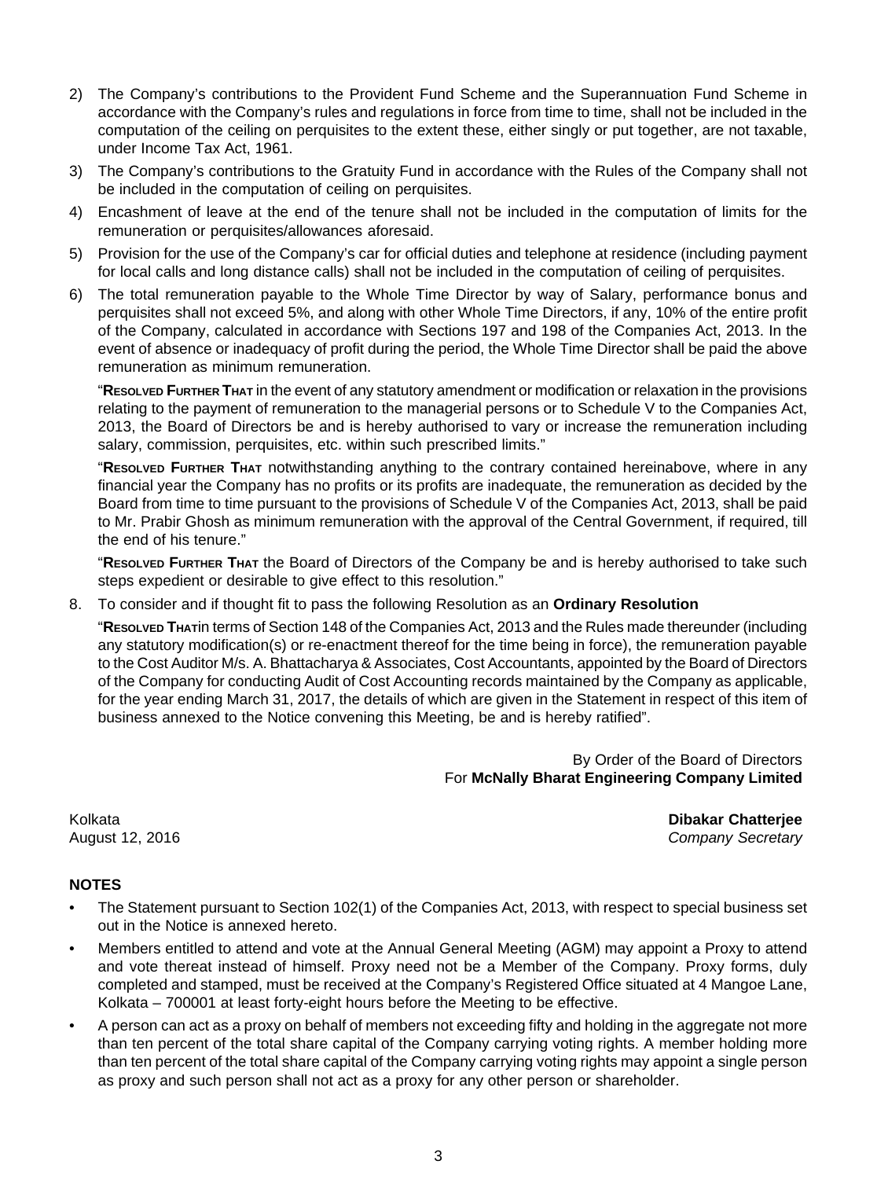2) The Company's contributions to the Provident Fund Scheme and the Superannuation Fund Scheme in accordance with the Company's rules and regulations in force from time to time, shall not be included in the computation of the ceiling on perquisites to the extent these, either singly or put together, are not taxable, under Income Tax Act, 1961.

3) The Company's contributions to the Gratuity Fund in accordance with the Rules of the Company shall not be included in the computation of ceiling on perquisites.

4) Encashment of leave at the end of the tenure shall not be included in the computation of limits for the remuneration or perquisites/allowances aforesaid.

5) Provision for the use of the Company's car for official duties and telephone at residence (including payment for local calls and long distance calls) shall not be included in the computation of ceiling of perquisites.

6) The total remuneration payable to the Whole Time Director by way of Salary, performance bonus and perquisites shall not exceed 5%, and along with other Whole Time Directors, if any, 10% of the entire profit of the Company, calculated in accordance with Sections 197 and 198 of the Companies Act, 2013. In the event of absence or inadequacy of profit during the period, the Whole Time Director shall be paid the above remuneration as minimum remuneration.

"**Resolved Further That** in the event of any statutory amendment or modification or relaxation in the provisions relating to the payment of remuneration to the managerial persons or to Schedule V to the Companies Act, 2013, the Board of Directors be and is hereby authorised to vary or increase the remuneration including salary, commission, perquisites, etc. within such prescribed limits."

"**Resolved Further That** notwithstanding anything to the contrary contained hereinabove, where in any financial year the Company has no profits or its profits are inadequate, the remuneration as decided by the Board from time to time pursuant to the provisions of Schedule V of the Companies Act, 2013, shall be paid to Mr. Prabir Ghosh as minimum remuneration with the approval of the Central Government, if required, till the end of his tenure."

"**Resolved Further That** the Board of Directors of the Company be and is hereby authorised to take such steps expedient or desirable to give effect to this resolution."

8. To consider and if thought fit to pass the following Resolution as an **Ordinary Resolution**

"**Resolved That**in terms of Section 148 of the Companies Act, 2013 and the Rules made thereunder (including any statutory modification(s) or re-enactment thereof for the time being in force), the remuneration payable to the Cost Auditor M/s. A. Bhattacharya & Associates, Cost Accountants, appointed by the Board of Directors of the Company for conducting Audit of Cost Accounting records maintained by the Company as applicable, for the year ending March 31, 2017, the details of which are given in the Statement in respect of this item of business annexed to the Notice convening this Meeting, be and is hereby ratified".

By Order of the Board of Directors
For **McNally Bharat Engineering Company Limited**

Kolkata
August 12, 2016

**Dibakar Chatterjee**
*Company Secretary*

**NOTES**

- The Statement pursuant to Section 102(1) of the Companies Act, 2013, with respect to special business set out in the Notice is annexed hereto.
- Members entitled to attend and vote at the Annual General Meeting (AGM) may appoint a Proxy to attend and vote thereat instead of himself. Proxy need not be a Member of the Company. Proxy forms, duly completed and stamped, must be received at the Company's Registered Office situated at 4 Mangoe Lane, Kolkata – 700001 at least forty-eight hours before the Meeting to be effective.
- A person can act as a proxy on behalf of members not exceeding fifty and holding in the aggregate not more than ten percent of the total share capital of the Company carrying voting rights. A member holding more than ten percent of the total share capital of the Company carrying voting rights may appoint a single person as proxy and such person shall not act as a proxy for any other person or shareholder.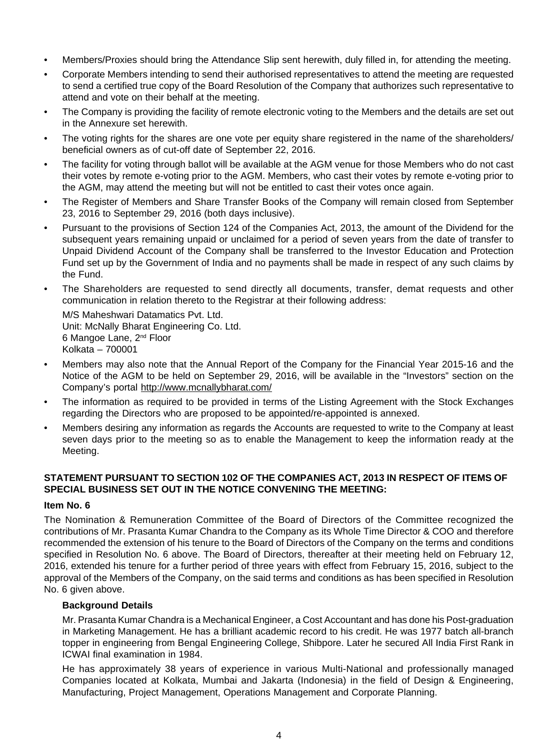- Members/Proxies should bring the Attendance Slip sent herewith, duly filled in, for attending the meeting.
- Corporate Members intending to send their authorised representatives to attend the meeting are requested to send a certified true copy of the Board Resolution of the Company that authorizes such representative to attend and vote on their behalf at the meeting.
- The Company is providing the facility of remote electronic voting to the Members and the details are set out in the Annexure set herewith.
- The voting rights for the shares are one vote per equity share registered in the name of the shareholders/ beneficial owners as of cut-off date of September 22, 2016.
- The facility for voting through ballot will be available at the AGM venue for those Members who do not cast their votes by remote e-voting prior to the AGM. Members, who cast their votes by remote e-voting prior to the AGM, may attend the meeting but will not be entitled to cast their votes once again.
- The Register of Members and Share Transfer Books of the Company will remain closed from September 23, 2016 to September 29, 2016 (both days inclusive).
- Pursuant to the provisions of Section 124 of the Companies Act, 2013, the amount of the Dividend for the subsequent years remaining unpaid or unclaimed for a period of seven years from the date of transfer to Unpaid Dividend Account of the Company shall be transferred to the Investor Education and Protection Fund set up by the Government of India and no payments shall be made in respect of any such claims by the Fund.
- The Shareholders are requested to send directly all documents, transfer, demat requests and other communication in relation thereto to the Registrar at their following address:

  M/S Maheshwari Datamatics Pvt. Ltd.
  Unit: McNally Bharat Engineering Co. Ltd.
  6 Mangoe Lane, 2nd Floor
  Kolkata – 700001
- Members may also note that the Annual Report of the Company for the Financial Year 2015-16 and the Notice of the AGM to be held on September 29, 2016, will be available in the "Investors" section on the Company's portal http://www.mcnallybharat.com/
- The information as required to be provided in terms of the Listing Agreement with the Stock Exchanges regarding the Directors who are proposed to be appointed/re-appointed is annexed.
- Members desiring any information as regards the Accounts are requested to write to the Company at least seven days prior to the meeting so as to enable the Management to keep the information ready at the Meeting.

**STATEMENT PURSUANT TO SECTION 102 OF THE COMPANIES ACT, 2013 IN RESPECT OF ITEMS OF SPECIAL BUSINESS SET OUT IN THE NOTICE CONVENING THE MEETING:**

**Item No. 6**

The Nomination & Remuneration Committee of the Board of Directors of the Committee recognized the contributions of Mr. Prasanta Kumar Chandra to the Company as its Whole Time Director & COO and therefore recommended the extension of his tenure to the Board of Directors of the Company on the terms and conditions specified in Resolution No. 6 above. The Board of Directors, thereafter at their meeting held on February 12, 2016, extended his tenure for a further period of three years with effect from February 15, 2016, subject to the approval of the Members of the Company, on the said terms and conditions as has been specified in Resolution No. 6 given above.

**Background Details**

Mr. Prasanta Kumar Chandra is a Mechanical Engineer, a Cost Accountant and has done his Post-graduation in Marketing Management. He has a brilliant academic record to his credit. He was 1977 batch all-branch topper in engineering from Bengal Engineering College, Shibpore. Later he secured All India First Rank in ICWAI final examination in 1984.

He has approximately 38 years of experience in various Multi-National and professionally managed Companies located at Kolkata, Mumbai and Jakarta (Indonesia) in the field of Design & Engineering, Manufacturing, Project Management, Operations Management and Corporate Planning.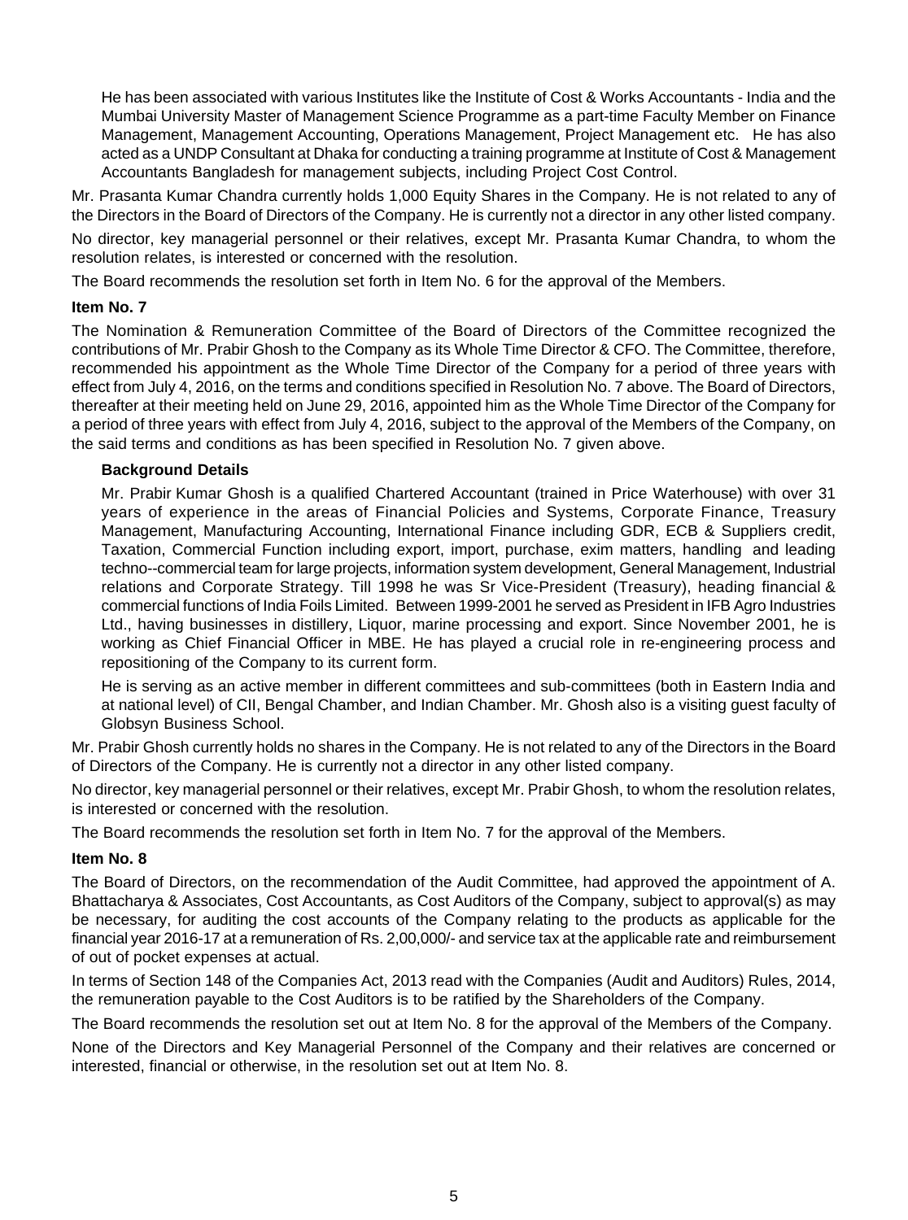He has been associated with various Institutes like the Institute of Cost & Works Accountants - India and the Mumbai University Master of Management Science Programme as a part-time Faculty Member on Finance Management, Management Accounting, Operations Management, Project Management etc. He has also acted as a UNDP Consultant at Dhaka for conducting a training programme at Institute of Cost & Management Accountants Bangladesh for management subjects, including Project Cost Control.

Mr. Prasanta Kumar Chandra currently holds 1,000 Equity Shares in the Company. He is not related to any of the Directors in the Board of Directors of the Company. He is currently not a director in any other listed company.

No director, key managerial personnel or their relatives, except Mr. Prasanta Kumar Chandra, to whom the resolution relates, is interested or concerned with the resolution.

The Board recommends the resolution set forth in Item No. 6 for the approval of the Members.

**Item No. 7**

The Nomination & Remuneration Committee of the Board of Directors of the Committee recognized the contributions of Mr. Prabir Ghosh to the Company as its Whole Time Director & CFO. The Committee, therefore, recommended his appointment as the Whole Time Director of the Company for a period of three years with effect from July 4, 2016, on the terms and conditions specified in Resolution No. 7 above. The Board of Directors, thereafter at their meeting held on June 29, 2016, appointed him as the Whole Time Director of the Company for a period of three years with effect from July 4, 2016, subject to the approval of the Members of the Company, on the said terms and conditions as has been specified in Resolution No. 7 given above.

**Background Details**

Mr. Prabir Kumar Ghosh is a qualified Chartered Accountant (trained in Price Waterhouse) with over 31 years of experience in the areas of Financial Policies and Systems, Corporate Finance, Treasury Management, Manufacturing Accounting, International Finance including GDR, ECB & Suppliers credit, Taxation, Commercial Function including export, import, purchase, exim matters, handling and leading techno--commercial team for large projects, information system development, General Management, Industrial relations and Corporate Strategy. Till 1998 he was Sr Vice-President (Treasury), heading financial & commercial functions of India Foils Limited. Between 1999-2001 he served as President in IFB Agro Industries Ltd., having businesses in distillery, Liquor, marine processing and export. Since November 2001, he is working as Chief Financial Officer in MBE. He has played a crucial role in re-engineering process and repositioning of the Company to its current form.

He is serving as an active member in different committees and sub-committees (both in Eastern India and at national level) of CII, Bengal Chamber, and Indian Chamber. Mr. Ghosh also is a visiting guest faculty of Globsyn Business School.

Mr. Prabir Ghosh currently holds no shares in the Company. He is not related to any of the Directors in the Board of Directors of the Company. He is currently not a director in any other listed company.

No director, key managerial personnel or their relatives, except Mr. Prabir Ghosh, to whom the resolution relates, is interested or concerned with the resolution.

The Board recommends the resolution set forth in Item No. 7 for the approval of the Members.

**Item No. 8**

The Board of Directors, on the recommendation of the Audit Committee, had approved the appointment of A. Bhattacharya & Associates, Cost Accountants, as Cost Auditors of the Company, subject to approval(s) as may be necessary, for auditing the cost accounts of the Company relating to the products as applicable for the financial year 2016-17 at a remuneration of Rs. 2,00,000/- and service tax at the applicable rate and reimbursement of out of pocket expenses at actual.

In terms of Section 148 of the Companies Act, 2013 read with the Companies (Audit and Auditors) Rules, 2014, the remuneration payable to the Cost Auditors is to be ratified by the Shareholders of the Company.

The Board recommends the resolution set out at Item No. 8 for the approval of the Members of the Company.

None of the Directors and Key Managerial Personnel of the Company and their relatives are concerned or interested, financial or otherwise, in the resolution set out at Item No. 8.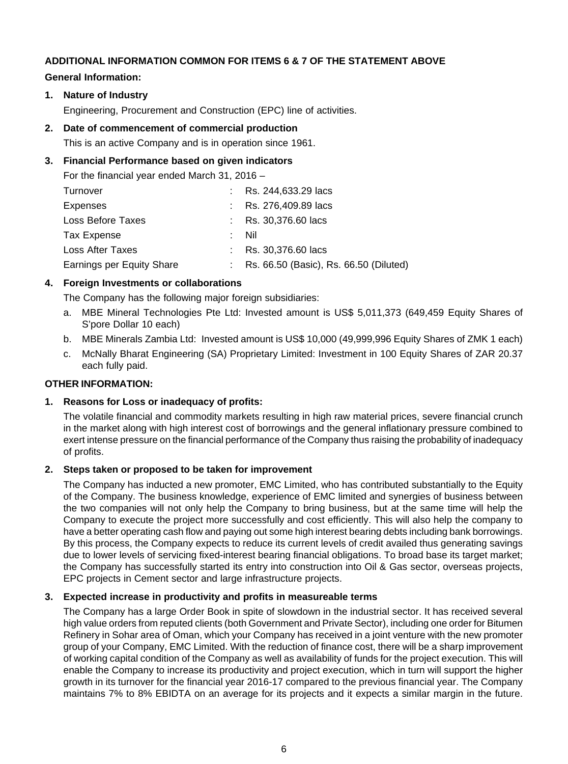**ADDITIONAL INFORMATION COMMON FOR ITEMS 6 & 7 OF THE STATEMENT ABOVE**

**General Information:**

1. **Nature of Industry**

   Engineering, Procurement and Construction (EPC) line of activities.

2. **Date of commencement of commercial production**

   This is an active Company and is in operation since 1961.

3. **Financial Performance based on given indicators**

   For the financial year ended March 31, 2016 –

| | | |
|---|---|---|
| Turnover | : | Rs. 244,633.29 lacs |
| Expenses | : | Rs. 276,409.89 lacs |
| Loss Before Taxes | : | Rs. 30,376.60 lacs |
| Tax Expense | : | Nil |
| Loss After Taxes | : | Rs. 30,376.60 lacs |
| Earnings per Equity Share | : | Rs. 66.50 (Basic), Rs. 66.50 (Diluted) |

4. **Foreign Investments or collaborations**

   The Company has the following major foreign subsidiaries:

   a. MBE Mineral Technologies Pte Ltd: Invested amount is US$ 5,011,373 (649,459 Equity Shares of S'pore Dollar 10 each)

   b. MBE Minerals Zambia Ltd: Invested amount is US$ 10,000 (49,999,996 Equity Shares of ZMK 1 each)

   c. McNally Bharat Engineering (SA) Proprietary Limited: Investment in 100 Equity Shares of ZAR 20.37 each fully paid.

**OTHER INFORMATION:**

1. **Reasons for Loss or inadequacy of profits:**

   The volatile financial and commodity markets resulting in high raw material prices, severe financial crunch in the market along with high interest cost of borrowings and the general inflationary pressure combined to exert intense pressure on the financial performance of the Company thus raising the probability of inadequacy of profits.

2. **Steps taken or proposed to be taken for improvement**

   The Company has inducted a new promoter, EMC Limited, who has contributed substantially to the Equity of the Company. The business knowledge, experience of EMC limited and synergies of business between the two companies will not only help the Company to bring business, but at the same time will help the Company to execute the project more successfully and cost efficiently. This will also help the company to have a better operating cash flow and paying out some high interest bearing debts including bank borrowings. By this process, the Company expects to reduce its current levels of credit availed thus generating savings due to lower levels of servicing fixed-interest bearing financial obligations. To broad base its target market; the Company has successfully started its entry into construction into Oil & Gas sector, overseas projects, EPC projects in Cement sector and large infrastructure projects.

3. **Expected increase in productivity and profits in measureable terms**

   The Company has a large Order Book in spite of slowdown in the industrial sector. It has received several high value orders from reputed clients (both Government and Private Sector), including one order for Bitumen Refinery in Sohar area of Oman, which your Company has received in a joint venture with the new promoter group of your Company, EMC Limited. With the reduction of finance cost, there will be a sharp improvement of working capital condition of the Company as well as availability of funds for the project execution. This will enable the Company to increase its productivity and project execution, which in turn will support the higher growth in its turnover for the financial year 2016-17 compared to the previous financial year. The Company maintains 7% to 8% EBIDTA on an average for its projects and it expects a similar margin in the future.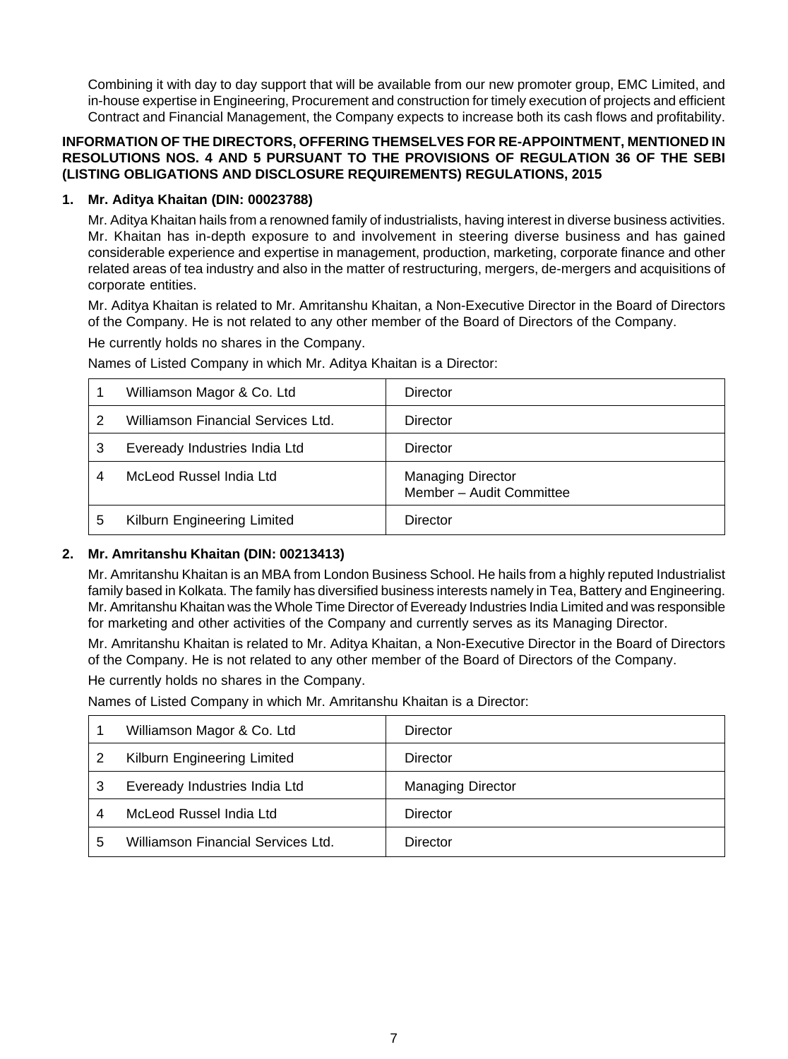Combining it with day to day support that will be available from our new promoter group, EMC Limited, and in-house expertise in Engineering, Procurement and construction for timely execution of projects and efficient Contract and Financial Management, the Company expects to increase both its cash flows and profitability.

**INFORMATION OF THE DIRECTORS, OFFERING THEMSELVES FOR RE-APPOINTMENT, MENTIONED IN RESOLUTIONS NOS. 4 AND 5 PURSUANT TO THE PROVISIONS OF REGULATION 36 OF THE SEBI (LISTING OBLIGATIONS AND DISCLOSURE REQUIREMENTS) REGULATIONS, 2015**

**1. Mr. Aditya Khaitan (DIN: 00023788)**

Mr. Aditya Khaitan hails from a renowned family of industrialists, having interest in diverse business activities. Mr. Khaitan has in-depth exposure to and involvement in steering diverse business and has gained considerable experience and expertise in management, production, marketing, corporate finance and other related areas of tea industry and also in the matter of restructuring, mergers, de-mergers and acquisitions of corporate entities.

Mr. Aditya Khaitan is related to Mr. Amritanshu Khaitan, a Non-Executive Director in the Board of Directors of the Company. He is not related to any other member of the Board of Directors of the Company.

He currently holds no shares in the Company.

Names of Listed Company in which Mr. Aditya Khaitan is a Director:

| | | |
|---|---|---|
| 1 | Williamson Magor & Co. Ltd | Director |
| 2 | Williamson Financial Services Ltd. | Director |
| 3 | Eveready Industries India Ltd | Director |
| 4 | McLeod Russel India Ltd | Managing Director<br>Member – Audit Committee |
| 5 | Kilburn Engineering Limited | Director |

**2. Mr. Amritanshu Khaitan (DIN: 00213413)**

Mr. Amritanshu Khaitan is an MBA from London Business School. He hails from a highly reputed Industrialist family based in Kolkata. The family has diversified business interests namely in Tea, Battery and Engineering. Mr. Amritanshu Khaitan was the Whole Time Director of Eveready Industries India Limited and was responsible for marketing and other activities of the Company and currently serves as its Managing Director.

Mr. Amritanshu Khaitan is related to Mr. Aditya Khaitan, a Non-Executive Director in the Board of Directors of the Company. He is not related to any other member of the Board of Directors of the Company.

He currently holds no shares in the Company.

Names of Listed Company in which Mr. Amritanshu Khaitan is a Director:

| | | |
|---|---|---|
| 1 | Williamson Magor & Co. Ltd | Director |
| 2 | Kilburn Engineering Limited | Director |
| 3 | Eveready Industries India Ltd | Managing Director |
| 4 | McLeod Russel India Ltd | Director |
| 5 | Williamson Financial Services Ltd. | Director |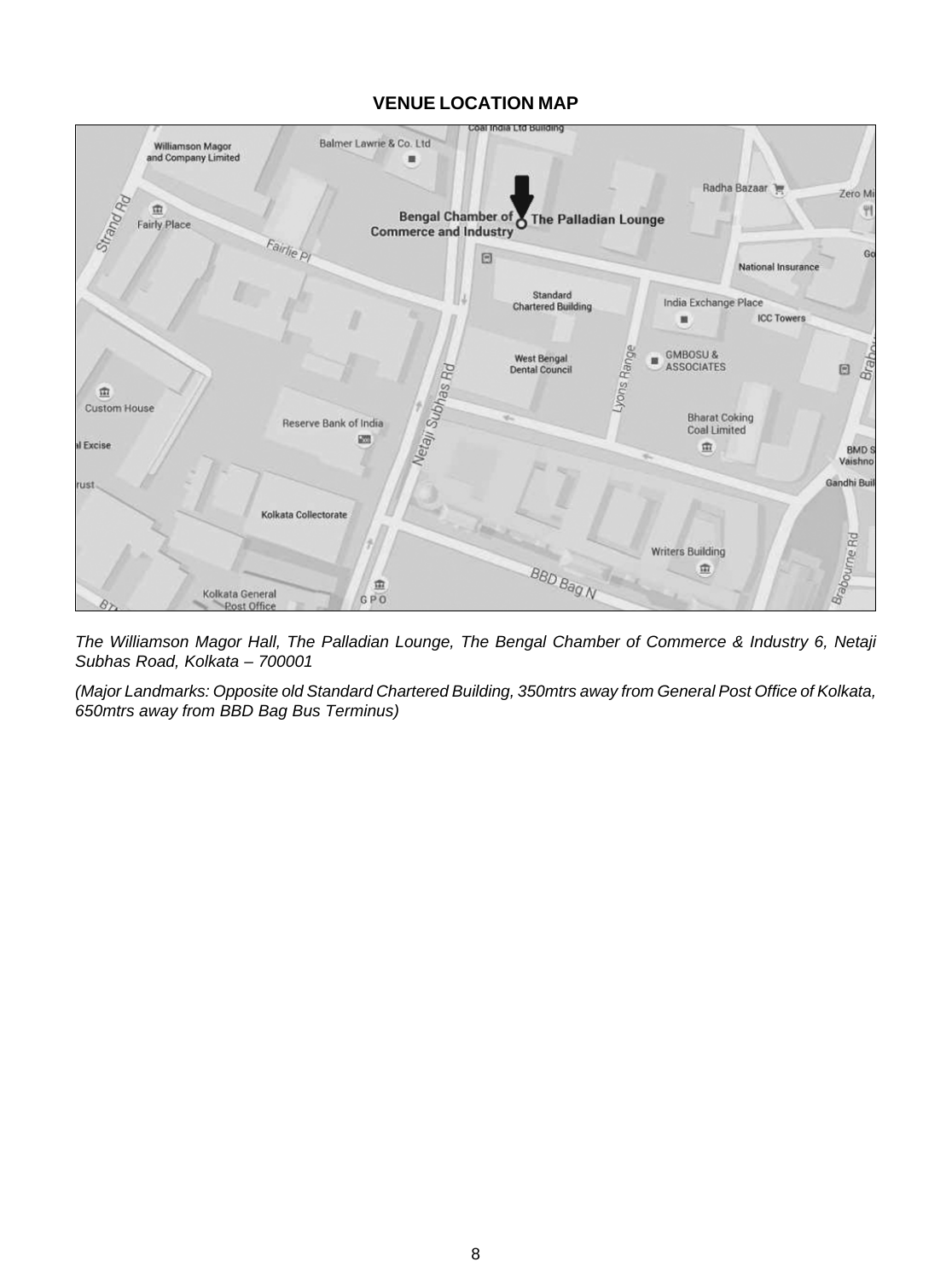## VENUE LOCATION MAP

*The Williamson Magor Hall, The Palladian Lounge, The Bengal Chamber of Commerce & Industry 6, Netaji Subhas Road, Kolkata – 700001*

*(Major Landmarks: Opposite old Standard Chartered Building, 350mtrs away from General Post Office of Kolkata, 650mtrs away from BBD Bag Bus Terminus)*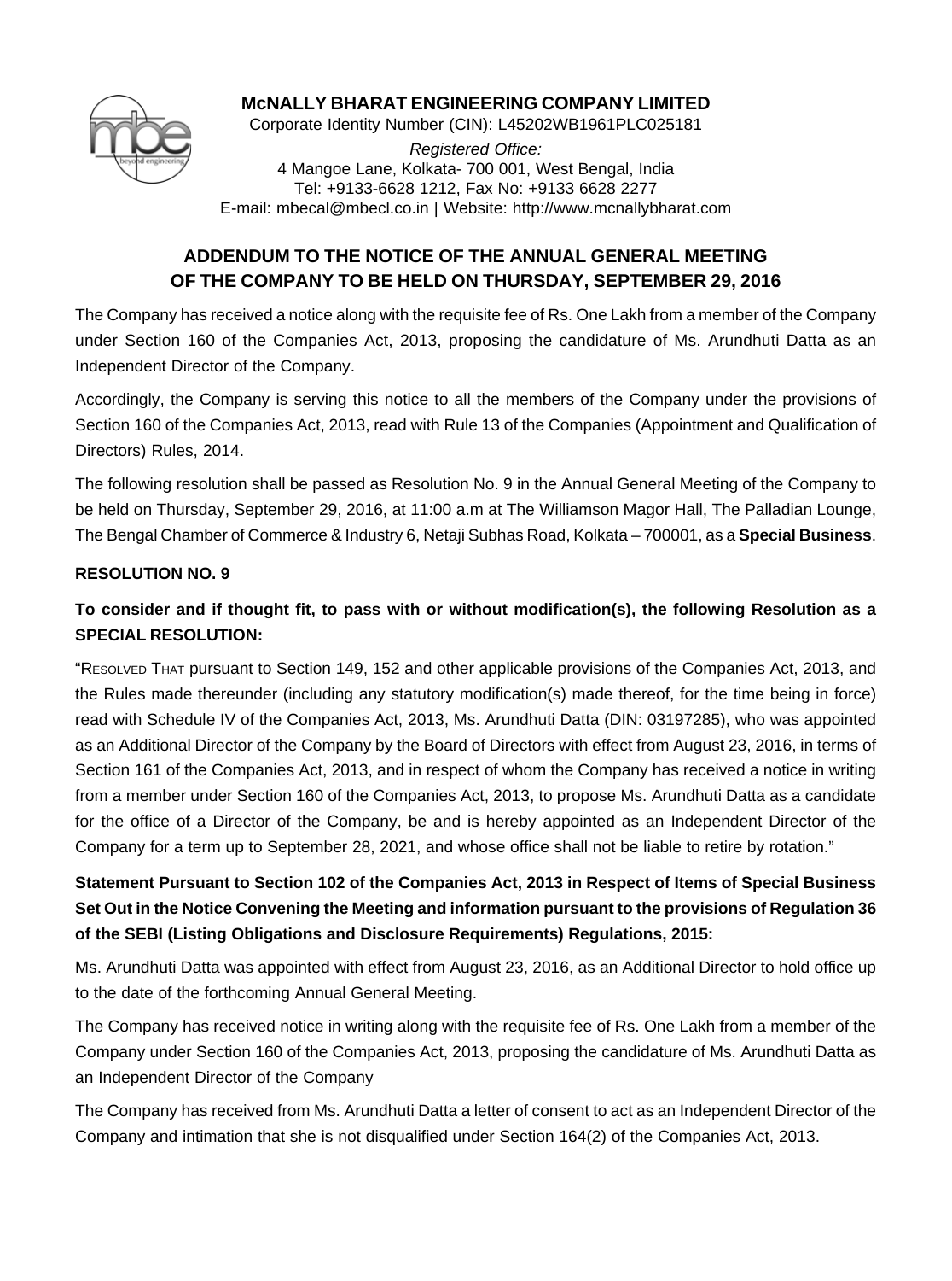# McNALLY BHARAT ENGINEERING COMPANY LIMITED

Corporate Identity Number (CIN): L45202WB1961PLC025181

*Registered Office:*
4 Mangoe Lane, Kolkata- 700 001, West Bengal, India
Tel: +9133-6628 1212, Fax No: +9133 6628 2277
E-mail: mbecal@mbecl.co.in | Website: http://www.mcnallybharat.com

## ADDENDUM TO THE NOTICE OF THE ANNUAL GENERAL MEETING OF THE COMPANY TO BE HELD ON THURSDAY, SEPTEMBER 29, 2016

The Company has received a notice along with the requisite fee of Rs. One Lakh from a member of the Company under Section 160 of the Companies Act, 2013, proposing the candidature of Ms. Arundhuti Datta as an Independent Director of the Company.

Accordingly, the Company is serving this notice to all the members of the Company under the provisions of Section 160 of the Companies Act, 2013, read with Rule 13 of the Companies (Appointment and Qualification of Directors) Rules, 2014.

The following resolution shall be passed as Resolution No. 9 in the Annual General Meeting of the Company to be held on Thursday, September 29, 2016, at 11:00 a.m at The Williamson Magor Hall, The Palladian Lounge, The Bengal Chamber of Commerce & Industry 6, Netaji Subhas Road, Kolkata – 700001, as a **Special Business**.

### RESOLUTION NO. 9

**To consider and if thought fit, to pass with or without modification(s), the following Resolution as a SPECIAL RESOLUTION:**

"RESOLVED THAT pursuant to Section 149, 152 and other applicable provisions of the Companies Act, 2013, and the Rules made thereunder (including any statutory modification(s) made thereof, for the time being in force) read with Schedule IV of the Companies Act, 2013, Ms. Arundhuti Datta (DIN: 03197285), who was appointed as an Additional Director of the Company by the Board of Directors with effect from August 23, 2016, in terms of Section 161 of the Companies Act, 2013, and in respect of whom the Company has received a notice in writing from a member under Section 160 of the Companies Act, 2013, to propose Ms. Arundhuti Datta as a candidate for the office of a Director of the Company, be and is hereby appointed as an Independent Director of the Company for a term up to September 28, 2021, and whose office shall not be liable to retire by rotation."

**Statement Pursuant to Section 102 of the Companies Act, 2013 in Respect of Items of Special Business Set Out in the Notice Convening the Meeting and information pursuant to the provisions of Regulation 36 of the SEBI (Listing Obligations and Disclosure Requirements) Regulations, 2015:**

Ms. Arundhuti Datta was appointed with effect from August 23, 2016, as an Additional Director to hold office up to the date of the forthcoming Annual General Meeting.

The Company has received notice in writing along with the requisite fee of Rs. One Lakh from a member of the Company under Section 160 of the Companies Act, 2013, proposing the candidature of Ms. Arundhuti Datta as an Independent Director of the Company

The Company has received from Ms. Arundhuti Datta a letter of consent to act as an Independent Director of the Company and intimation that she is not disqualified under Section 164(2) of the Companies Act, 2013.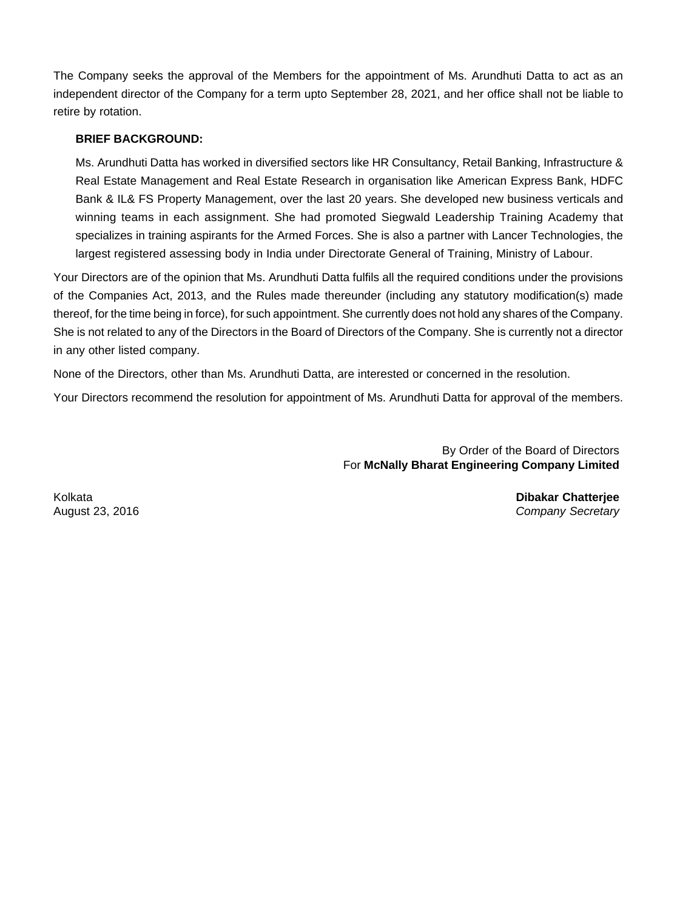The Company seeks the approval of the Members for the appointment of Ms. Arundhuti Datta to act as an independent director of the Company for a term upto September 28, 2021, and her office shall not be liable to retire by rotation.

**BRIEF BACKGROUND:**

Ms. Arundhuti Datta has worked in diversified sectors like HR Consultancy, Retail Banking, Infrastructure & Real Estate Management and Real Estate Research in organisation like American Express Bank, HDFC Bank & IL& FS Property Management, over the last 20 years. She developed new business verticals and winning teams in each assignment. She had promoted Siegwald Leadership Training Academy that specializes in training aspirants for the Armed Forces. She is also a partner with Lancer Technologies, the largest registered assessing body in India under Directorate General of Training, Ministry of Labour.

Your Directors are of the opinion that Ms. Arundhuti Datta fulfils all the required conditions under the provisions of the Companies Act, 2013, and the Rules made thereunder (including any statutory modification(s) made thereof, for the time being in force), for such appointment. She currently does not hold any shares of the Company. She is not related to any of the Directors in the Board of Directors of the Company. She is currently not a director in any other listed company.

None of the Directors, other than Ms. Arundhuti Datta, are interested or concerned in the resolution.

Your Directors recommend the resolution for appointment of Ms. Arundhuti Datta for approval of the members.

By Order of the Board of Directors
For **McNally Bharat Engineering Company Limited**

Kolkata
August 23, 2016

**Dibakar Chatterjee**
*Company Secretary*